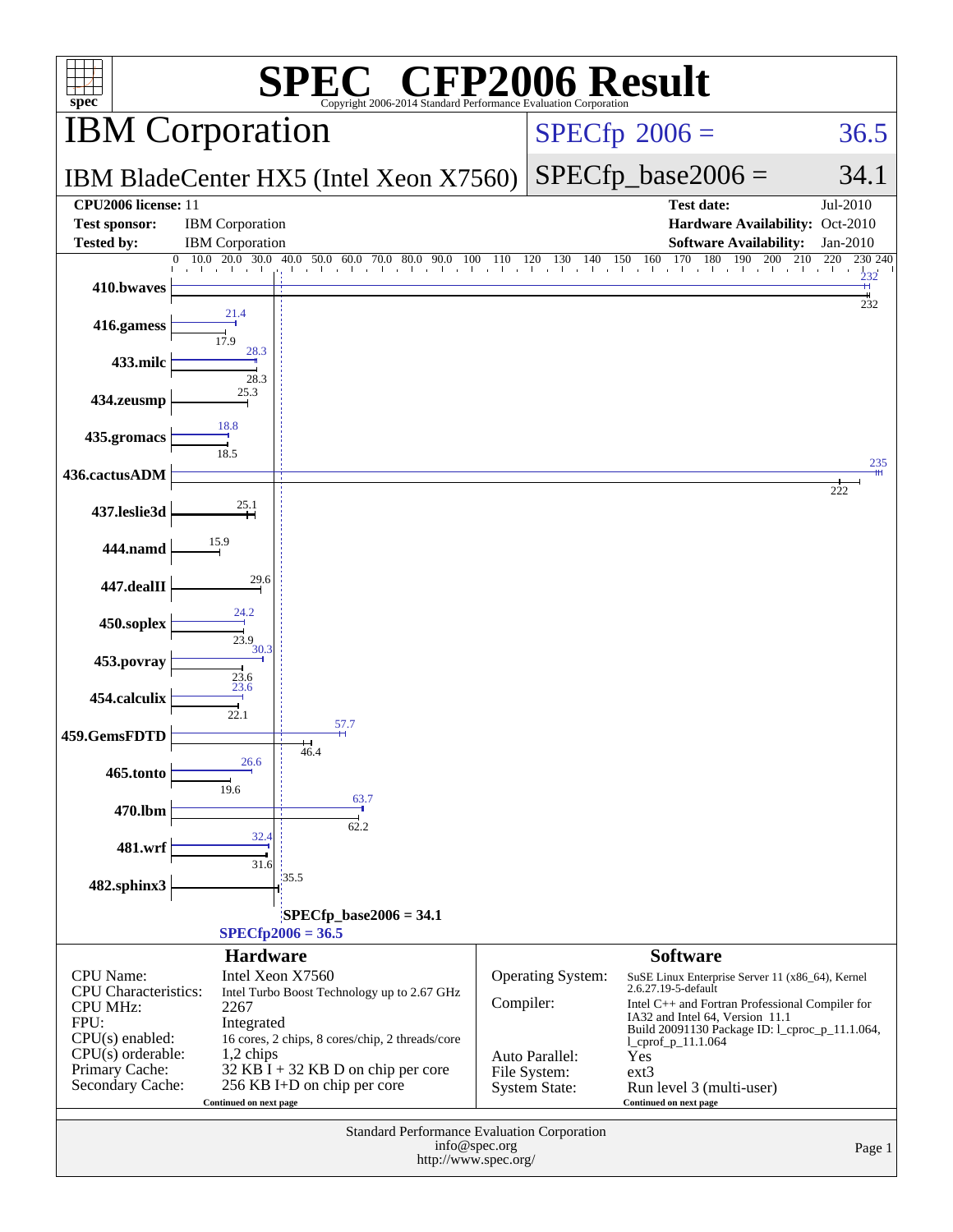# SPEC CFP2006 Result

Copyright 2006-2014 Standard Performance Evaluation Corporation

## IBM Corporation

**IBM BladeCenter HX5 (Intel Xeon X7560)**

SPECfp 2006 = 36.5

SPECfp_base2006 = 34.1

| | | | |
|---|---|---|---|
| **CPU2006 license:** 11 | | **Test date:** | Jul-2010 |
| **Test sponsor:** | IBM Corporation | **Hardware Availability:** | Oct-2010 |
| **Tested by:** | IBM Corporation | **Software Availability:** | Jan-2010 |

| Benchmark | Peak | Base |
|---|---|---|
| 410.bwaves | 232 | 232 |
| 416.gamess | 21.4 | 17.9 |
| 433.milc | 28.3 | 28.3 |
| 434.zeusmp | | 25.3 |
| 435.gromacs | 18.8 | 18.5 |
| 436.cactusADM | 235 | 222 |
| 437.leslie3d | | 25.1 |
| 444.namd | | 15.9 |
| 447.dealII | | 29.6 |
| 450.soplex | 24.2 | 23.9 |
| 453.povray | 30.3 | 23.6 |
| 454.calculix | 23.6 | 22.1 |
| 459.GemsFDTD | 57.7 | 46.4 |
| 465.tonto | 26.6 | 19.6 |
| 470.lbm | 63.7 | 62.2 |
| 481.wrf | 32.4 | 31.6 |
| 482.sphinx3 | | 35.5 |

SPECfp_base2006 = 34.1

SPECfp2006 = 36.5

### Hardware

| | |
|---|---|
| CPU Name: | Intel Xeon X7560 |
| CPU Characteristics: | Intel Turbo Boost Technology up to 2.67 GHz |
| CPU MHz: | 2267 |
| FPU: | Integrated |
| CPU(s) enabled: | 16 cores, 2 chips, 8 cores/chip, 2 threads/core |
| CPU(s) orderable: | 1,2 chips |
| Primary Cache: | 32 KB I + 32 KB D on chip per core |
| Secondary Cache: | 256 KB I+D on chip per core |

Continued on next page

### Software

| | |
|---|---|
| Operating System: | SuSE Linux Enterprise Server 11 (x86_64), Kernel 2.6.27.19-5-default |
| Compiler: | Intel C++ and Fortran Professional Compiler for IA32 and Intel 64, Version 11.1 Build 20091130 Package ID: l_cproc_p_11.1.064, l_cprof_p_11.1.064 |
| Auto Parallel: | Yes |
| File System: | ext3 |
| System State: | Run level 3 (multi-user) |

Continued on next page

Standard Performance Evaluation Corporation
info@spec.org
http://www.spec.org/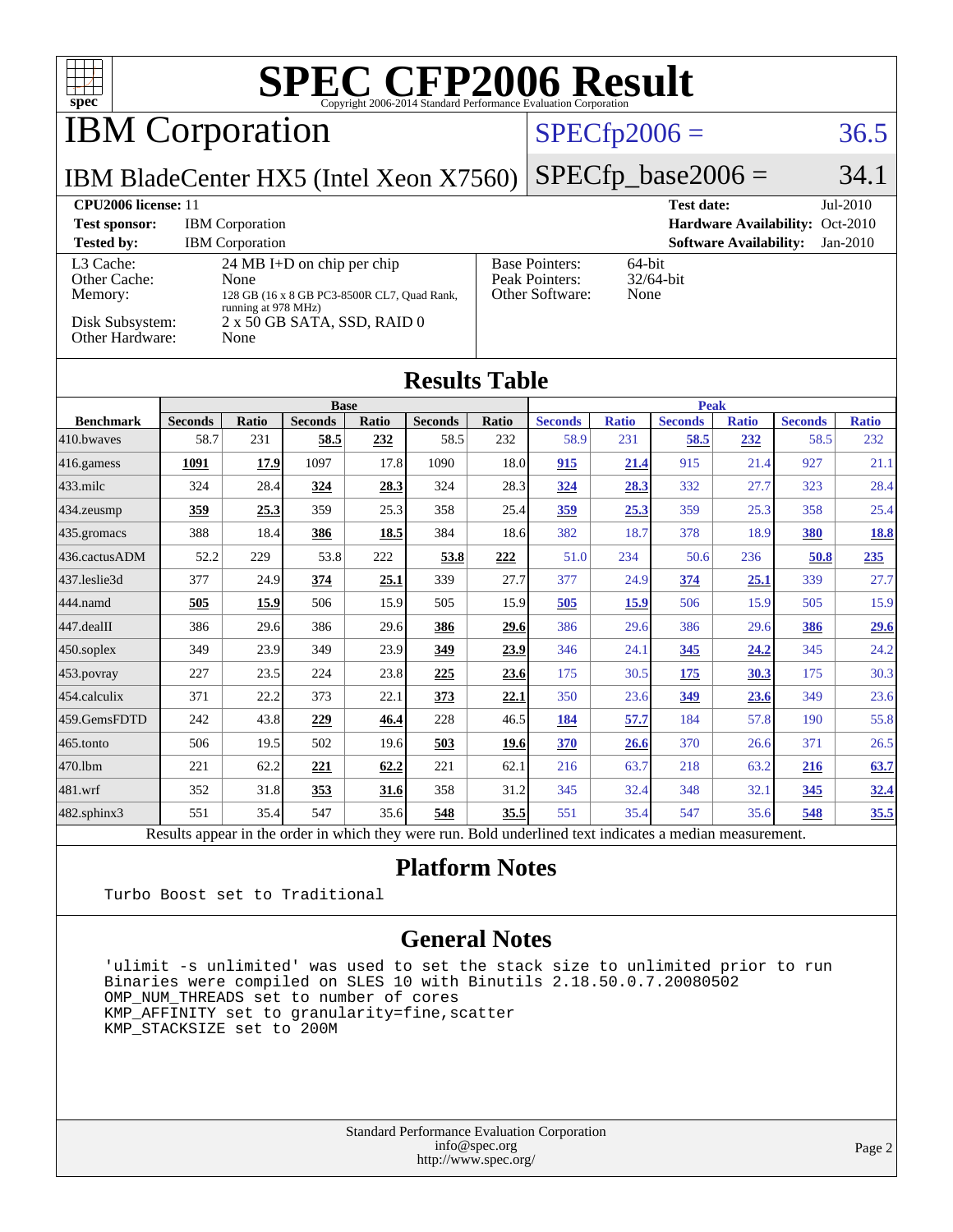# SPEC CFP2006 Result

Copyright 2006-2014 Standard Performance Evaluation Corporation

## IBM Corporation

**IBM BladeCenter HX5 (Intel Xeon X7560)**

SPECfp2006 = 36.5

SPECfp_base2006 = 34.1

| | | | |
|---|---|---|---|
| **CPU2006 license:** 11 | | **Test date:** | Jul-2010 |
| **Test sponsor:** | IBM Corporation | **Hardware Availability:** | Oct-2010 |
| **Tested by:** | IBM Corporation | **Software Availability:** | Jan-2010 |

| | | | |
|---|---|---|---|
| L3 Cache: | 24 MB I+D on chip per chip | Base Pointers: | 64-bit |
| Other Cache: | None | Peak Pointers: | 32/64-bit |
| Memory: | 128 GB (16 x 8 GB PC3-8500R CL7, Quad Rank, running at 978 MHz) | Other Software: | None |
| Disk Subsystem: | 2 x 50 GB SATA, SSD, RAID 0 | | |
| Other Hardware: | None | | |

## Results Table

| | Base | | | | | | Peak | | | | | |
|---|---|---|---|---|---|---|---|---|---|---|---|---|
| **Benchmark** | **Seconds** | **Ratio** | **Seconds** | **Ratio** | **Seconds** | **Ratio** | **Seconds** | **Ratio** | **Seconds** | **Ratio** | **Seconds** | **Ratio** |
| 410.bwaves | 58.7 | 231 | **58.5** | **232** | 58.5 | 232 | 58.9 | 231 | **58.5** | **232** | 58.5 | 232 |
| 416.gamess | **1091** | **17.9** | 1097 | 17.8 | 1090 | 18.0 | **915** | **21.4** | 915 | 21.4 | 927 | 21.1 |
| 433.milc | 324 | 28.4 | **324** | **28.3** | 324 | 28.3 | **324** | **28.3** | 332 | 27.7 | 323 | 28.4 |
| 434.zeusmp | **359** | **25.3** | 359 | 25.3 | 358 | 25.4 | **359** | **25.3** | 359 | 25.3 | 358 | 25.4 |
| 435.gromacs | 388 | 18.4 | **386** | **18.5** | 384 | 18.6 | 382 | 18.7 | 378 | 18.9 | **380** | **18.8** |
| 436.cactusADM | 52.2 | 229 | 53.8 | 222 | **53.8** | **222** | 51.0 | 234 | 50.6 | 236 | **50.8** | **235** |
| 437.leslie3d | 377 | 24.9 | **374** | **25.1** | 339 | 27.7 | 377 | 24.9 | **374** | **25.1** | 339 | 27.7 |
| 444.namd | **505** | **15.9** | 506 | 15.9 | 505 | 15.9 | **505** | **15.9** | 506 | 15.9 | 505 | 15.9 |
| 447.dealII | 386 | 29.6 | 386 | 29.6 | **386** | **29.6** | 386 | 29.6 | 386 | 29.6 | **386** | **29.6** |
| 450.soplex | 349 | 23.9 | 349 | 23.9 | **349** | **23.9** | 346 | 24.1 | **345** | **24.2** | 345 | 24.2 |
| 453.povray | 227 | 23.5 | 224 | 23.8 | **225** | **23.6** | 175 | 30.5 | **175** | **30.3** | 175 | 30.3 |
| 454.calculix | 371 | 22.2 | 373 | 22.1 | **373** | **22.1** | 350 | 23.6 | **349** | **23.6** | 349 | 23.6 |
| 459.GemsFDTD | 242 | 43.8 | **229** | **46.4** | 228 | 46.5 | **184** | **57.7** | 184 | 57.8 | 190 | 55.8 |
| 465.tonto | 506 | 19.5 | 502 | 19.6 | **503** | **19.6** | **370** | **26.6** | 370 | 26.6 | 371 | 26.5 |
| 470.lbm | 221 | 62.2 | **221** | **62.2** | 221 | 62.1 | 216 | 63.7 | 218 | 63.2 | **216** | **63.7** |
| 481.wrf | 352 | 31.8 | **353** | **31.6** | 358 | 31.2 | 345 | 32.4 | 348 | 32.1 | **345** | **32.4** |
| 482.sphinx3 | 551 | 35.4 | 547 | 35.6 | **548** | **35.5** | 551 | 35.4 | 547 | 35.6 | **548** | **35.5** |

Results appear in the order in which they were run. Bold underlined text indicates a median measurement.

## Platform Notes

```
Turbo Boost set to Traditional
```

## General Notes

```
'ulimit -s unlimited' was used to set the stack size to unlimited prior to run
Binaries were compiled on SLES 10 with Binutils 2.18.50.0.7.20080502
OMP_NUM_THREADS set to number of cores
KMP_AFFINITY set to granularity=fine,scatter
KMP_STACKSIZE set to 200M
```

Standard Performance Evaluation Corporation
info@spec.org
http://www.spec.org/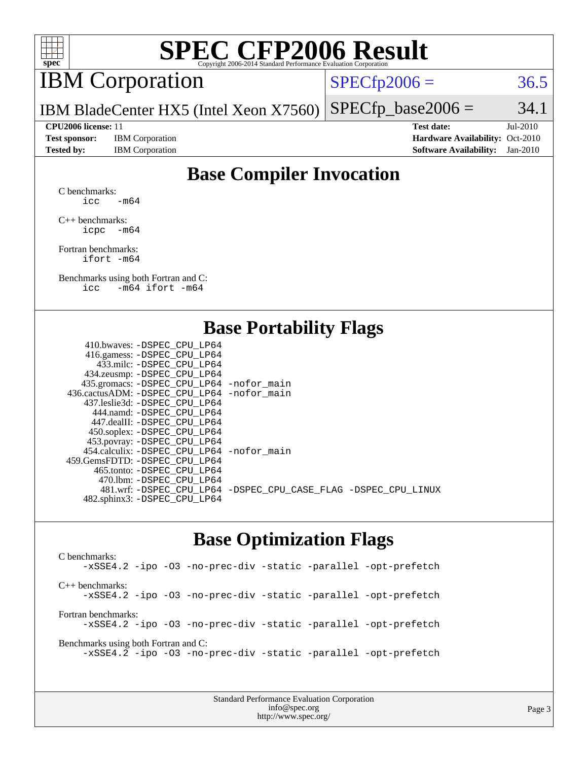# SPEC CFP2006 Result

Copyright 2006-2014 Standard Performance Evaluation Corporation

## IBM Corporation

IBM BladeCenter HX5 (Intel Xeon X7560)

SPECfp2006 = 36.5

SPECfp_base2006 = 34.1

| | | | |
|---|---|---|---|
| **CPU2006 license:** 11 | | **Test date:** | Jul-2010 |
| **Test sponsor:** | IBM Corporation | **Hardware Availability:** | Oct-2010 |
| **Tested by:** | IBM Corporation | **Software Availability:** | Jan-2010 |

## Base Compiler Invocation

C benchmarks:
```
icc   -m64
```

C++ benchmarks:
```
icpc  -m64
```

Fortran benchmarks:
```
ifort -m64
```

Benchmarks using both Fortran and C:
```
icc   -m64 ifort -m64
```

## Base Portability Flags

| | |
|---|---|
| 410.bwaves: | -DSPEC_CPU_LP64 |
| 416.gamess: | -DSPEC_CPU_LP64 |
| 433.milc: | -DSPEC_CPU_LP64 |
| 434.zeusmp: | -DSPEC_CPU_LP64 |
| 435.gromacs: | -DSPEC_CPU_LP64 -nofor_main |
| 436.cactusADM: | -DSPEC_CPU_LP64 -nofor_main |
| 437.leslie3d: | -DSPEC_CPU_LP64 |
| 444.namd: | -DSPEC_CPU_LP64 |
| 447.dealII: | -DSPEC_CPU_LP64 |
| 450.soplex: | -DSPEC_CPU_LP64 |
| 453.povray: | -DSPEC_CPU_LP64 |
| 454.calculix: | -DSPEC_CPU_LP64 -nofor_main |
| 459.GemsFDTD: | -DSPEC_CPU_LP64 |
| 465.tonto: | -DSPEC_CPU_LP64 |
| 470.lbm: | -DSPEC_CPU_LP64 |
| 481.wrf: | -DSPEC_CPU_LP64 -DSPEC_CPU_CASE_FLAG -DSPEC_CPU_LINUX |
| 482.sphinx3: | -DSPEC_CPU_LP64 |

## Base Optimization Flags

C benchmarks:
```
-xSSE4.2 -ipo -O3 -no-prec-div -static -parallel -opt-prefetch
```

C++ benchmarks:
```
-xSSE4.2 -ipo -O3 -no-prec-div -static -parallel -opt-prefetch
```

Fortran benchmarks:
```
-xSSE4.2 -ipo -O3 -no-prec-div -static -parallel -opt-prefetch
```

Benchmarks using both Fortran and C:
```
-xSSE4.2 -ipo -O3 -no-prec-div -static -parallel -opt-prefetch
```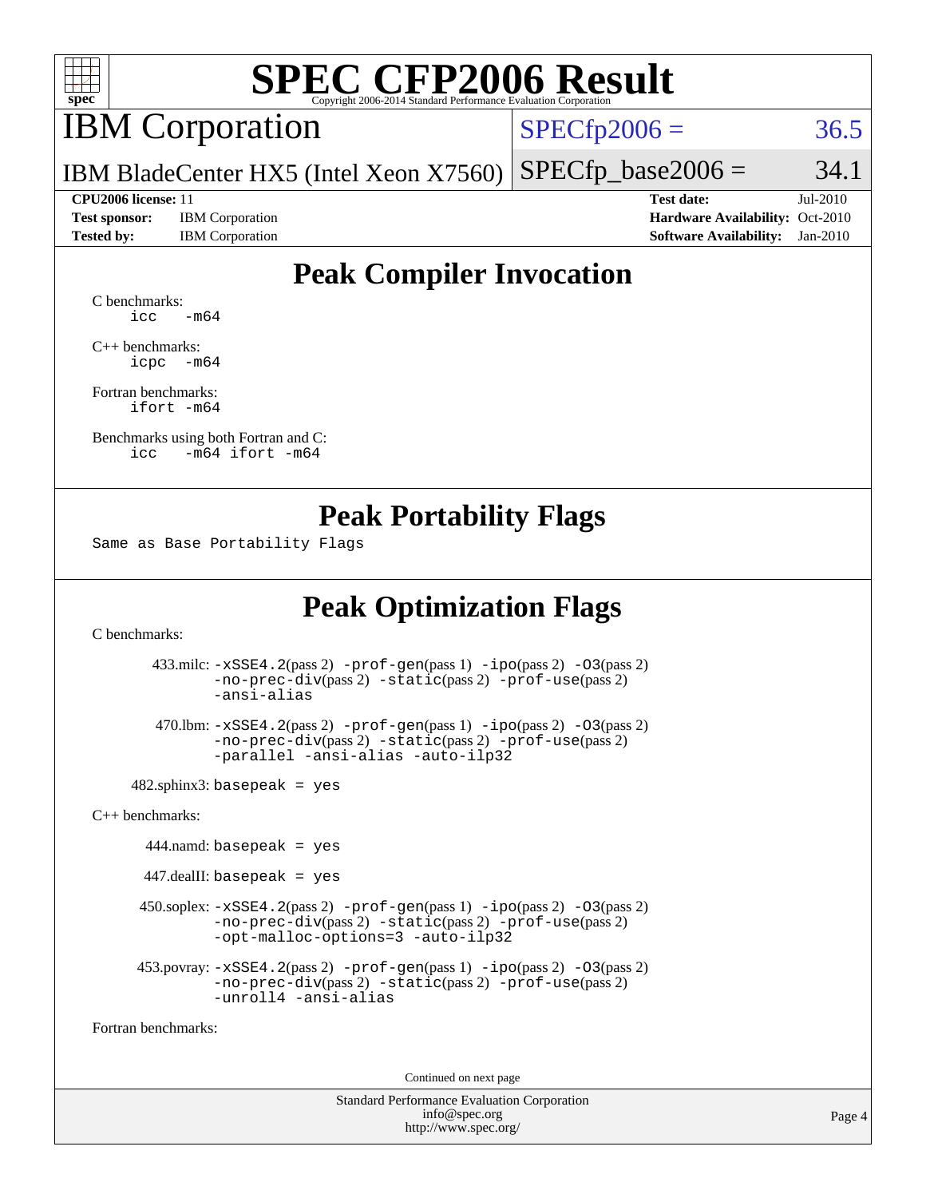# SPEC CFP2006 Result

Copyright 2006-2014 Standard Performance Evaluation Corporation

## IBM Corporation

IBM BladeCenter HX5 (Intel Xeon X7560)

SPECfp2006 = 36.5

SPECfp_base2006 = 34.1

**CPU2006 license:** 11
**Test sponsor:** IBM Corporation
**Tested by:** IBM Corporation

**Test date:** Jul-2010
**Hardware Availability:** Oct-2010
**Software Availability:** Jan-2010

## Peak Compiler Invocation

C benchmarks:
```
icc   -m64
```

C++ benchmarks:
```
icpc  -m64
```

Fortran benchmarks:
```
ifort -m64
```

Benchmarks using both Fortran and C:
```
icc   -m64 ifort -m64
```

## Peak Portability Flags

```
Same as Base Portability Flags
```

## Peak Optimization Flags

C benchmarks:

433.milc: `-xSSE4.2`(pass 2) `-prof-gen`(pass 1) `-ipo`(pass 2) `-O3`(pass 2) `-no-prec-div`(pass 2) `-static`(pass 2) `-prof-use`(pass 2) `-ansi-alias`

470.lbm: `-xSSE4.2`(pass 2) `-prof-gen`(pass 1) `-ipo`(pass 2) `-O3`(pass 2) `-no-prec-div`(pass 2) `-static`(pass 2) `-prof-use`(pass 2) `-parallel -ansi-alias -auto-ilp32`

482.sphinx3: `basepeak = yes`

C++ benchmarks:

444.namd: `basepeak = yes`

447.dealII: `basepeak = yes`

450.soplex: `-xSSE4.2`(pass 2) `-prof-gen`(pass 1) `-ipo`(pass 2) `-O3`(pass 2) `-no-prec-div`(pass 2) `-static`(pass 2) `-prof-use`(pass 2) `-opt-malloc-options=3 -auto-ilp32`

453.povray: `-xSSE4.2`(pass 2) `-prof-gen`(pass 1) `-ipo`(pass 2) `-O3`(pass 2) `-no-prec-div`(pass 2) `-static`(pass 2) `-prof-use`(pass 2) `-unroll4 -ansi-alias`

Fortran benchmarks:

Continued on next page

Standard Performance Evaluation Corporation
info@spec.org
http://www.spec.org/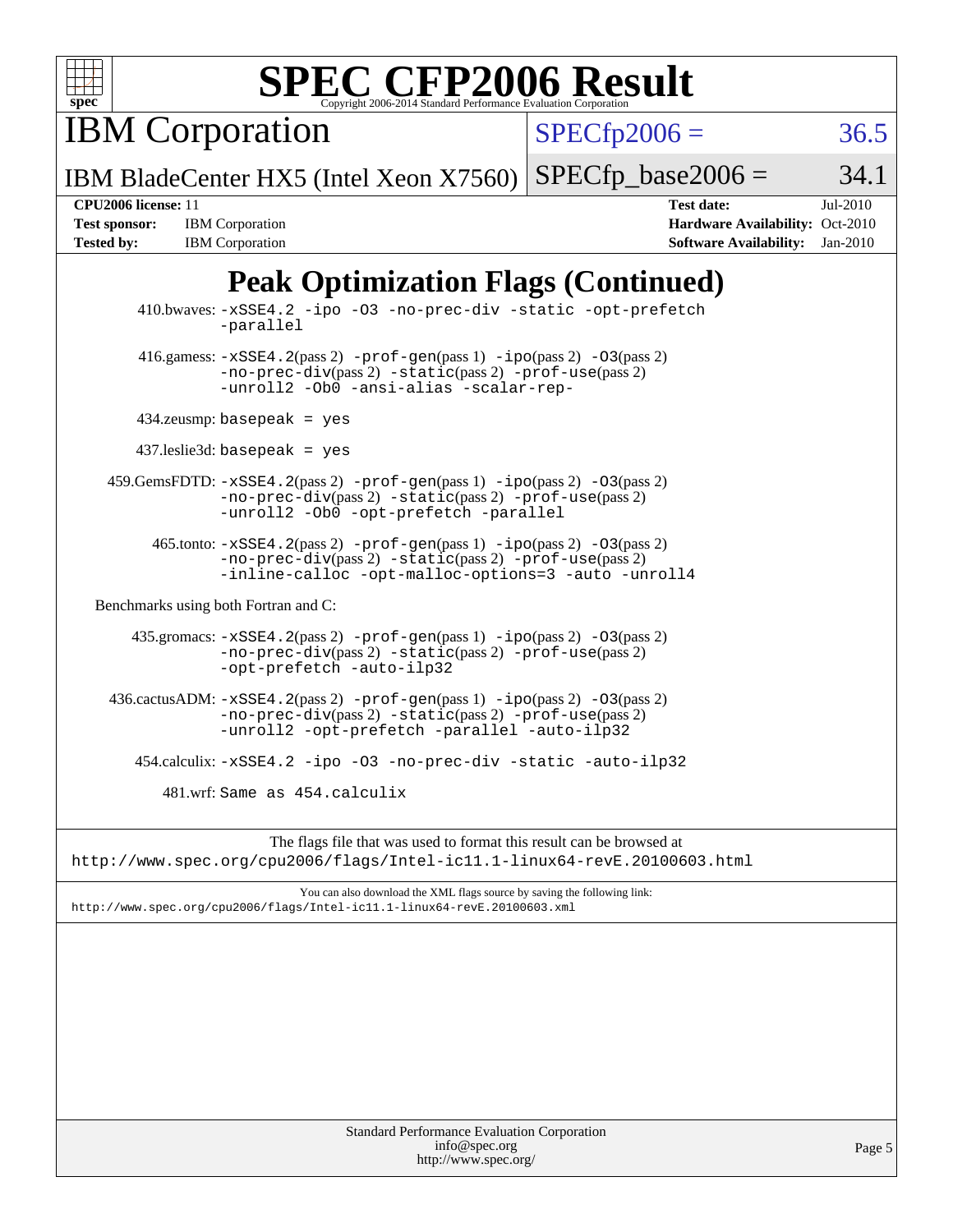# SPEC CFP2006 Result

Copyright 2006-2014 Standard Performance Evaluation Corporation

**IBM Corporation**

IBM BladeCenter HX5 (Intel Xeon X7560)

SPECfp2006 = 36.5

SPECfp_base2006 = 34.1

| | | | |
|---|---|---|---|
| **CPU2006 license:** 11 | | **Test date:** | Jul-2010 |
| **Test sponsor:** | IBM Corporation | **Hardware Availability:** | Oct-2010 |
| **Tested by:** | IBM Corporation | **Software Availability:** | Jan-2010 |

## Peak Optimization Flags (Continued)

410.bwaves: -xSSE4.2 -ipo -O3 -no-prec-div -static -opt-prefetch -parallel

416.gamess: -xSSE4.2(pass 2) -prof-gen(pass 1) -ipo(pass 2) -O3(pass 2) -no-prec-div(pass 2) -static(pass 2) -prof-use(pass 2) -unroll2 -Ob0 -ansi-alias -scalar-rep-

434.zeusmp: basepeak = yes

437.leslie3d: basepeak = yes

459.GemsFDTD: -xSSE4.2(pass 2) -prof-gen(pass 1) -ipo(pass 2) -O3(pass 2) -no-prec-div(pass 2) -static(pass 2) -prof-use(pass 2) -unroll2 -Ob0 -opt-prefetch -parallel

465.tonto: -xSSE4.2(pass 2) -prof-gen(pass 1) -ipo(pass 2) -O3(pass 2) -no-prec-div(pass 2) -static(pass 2) -prof-use(pass 2) -inline-calloc -opt-malloc-options=3 -auto -unroll4

Benchmarks using both Fortran and C:

435.gromacs: -xSSE4.2(pass 2) -prof-gen(pass 1) -ipo(pass 2) -O3(pass 2) -no-prec-div(pass 2) -static(pass 2) -prof-use(pass 2) -opt-prefetch -auto-ilp32

436.cactusADM: -xSSE4.2(pass 2) -prof-gen(pass 1) -ipo(pass 2) -O3(pass 2) -no-prec-div(pass 2) -static(pass 2) -prof-use(pass 2) -unroll2 -opt-prefetch -parallel -auto-ilp32

454.calculix: -xSSE4.2 -ipo -O3 -no-prec-div -static -auto-ilp32

481.wrf: Same as 454.calculix

The flags file that was used to format this result can be browsed at
http://www.spec.org/cpu2006/flags/Intel-ic11.1-linux64-revE.20100603.html

You can also download the XML flags source by saving the following link:
http://www.spec.org/cpu2006/flags/Intel-ic11.1-linux64-revE.20100603.xml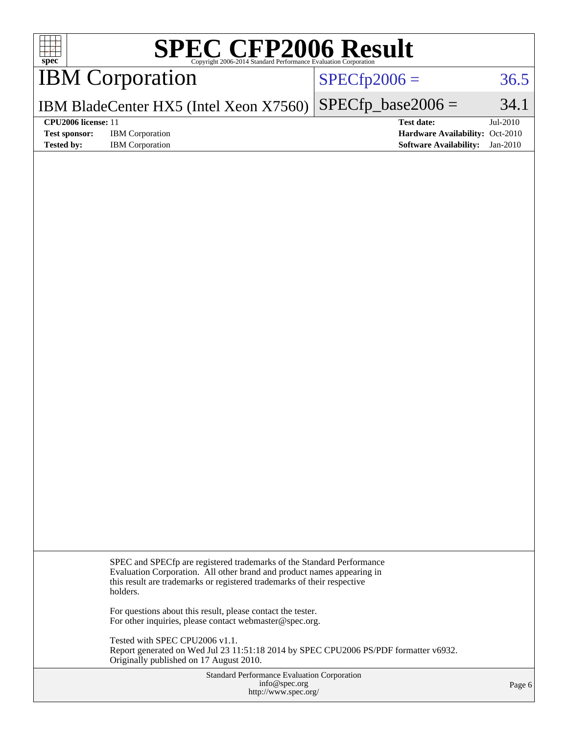SPEC and SPECfp are registered trademarks of the Standard Performance Evaluation Corporation. All other brand and product names appearing in this result are trademarks or registered trademarks of their respective holders.

For questions about this result, please contact the tester.
For other inquiries, please contact webmaster@spec.org.

Tested with SPEC CPU2006 v1.1.
Report generated on Wed Jul 23 11:51:18 2014 by SPEC CPU2006 PS/PDF formatter v6932.
Originally published on 17 August 2010.